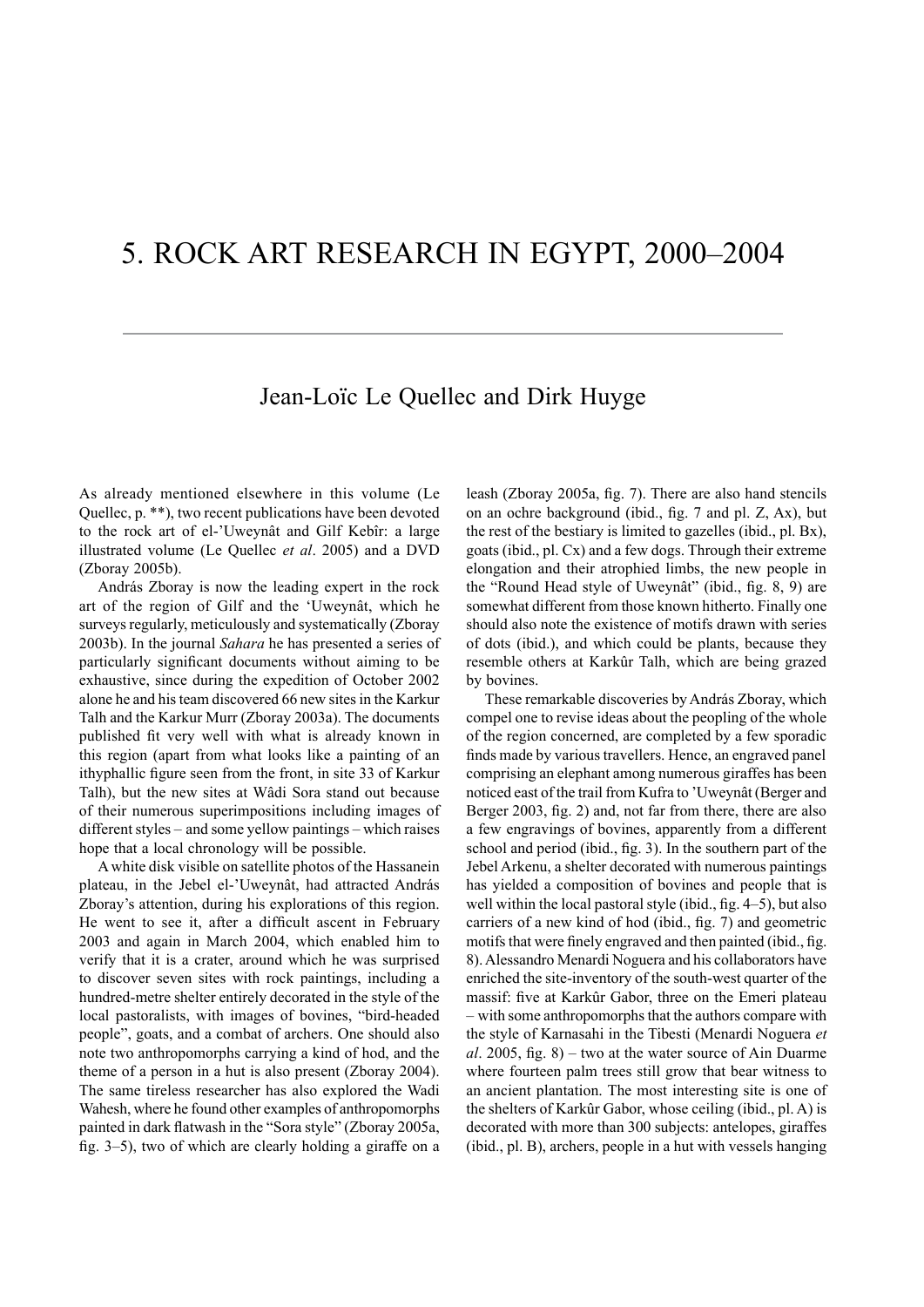# 5. ROCK ART RESEARCH IN EGYPT, 2000–2004

Jean-Loïc Le Quellec and Dirk Huyge

As already mentioned elsewhere in this volume (Le Quellec, p. **), two recent publications have been devoted to the rock art of el-'Uweynât and Gilf Kebîr: a large illustrated volume (Le Quellec *et al*. 2005) and a DVD (Zboray 2005b).

András Zboray is now the leading expert in the rock art of the region of Gilf and the 'Uweynât, which he surveys regularly, meticulously and systematically (Zboray 2003b). In the journal *Sahara* he has presented a series of particularly significant documents without aiming to be exhaustive, since during the expedition of October 2002 alone he and his team discovered 66 new sites in the Karkur Talh and the Karkur Murr (Zboray 2003a). The documents published fit very well with what is already known in this region (apart from what looks like a painting of an ithyphallic figure seen from the front, in site 33 of Karkur Talh), but the new sites at Wâdi Sora stand out because of their numerous superimpositions including images of different styles – and some yellow paintings – which raises hope that a local chronology will be possible.

A white disk visible on satellite photos of the Hassanein plateau, in the Jebel el-'Uweynât, had attracted András Zboray's attention, during his explorations of this region. He went to see it, after a difficult ascent in February 2003 and again in March 2004, which enabled him to verify that it is a crater, around which he was surprised to discover seven sites with rock paintings, including a hundred-metre shelter entirely decorated in the style of the local pastoralists, with images of bovines, "bird-headed people", goats, and a combat of archers. One should also note two anthropomorphs carrying a kind of hod, and the theme of a person in a hut is also present (Zboray 2004). The same tireless researcher has also explored the Wadi Wahesh, where he found other examples of anthropomorphs painted in dark flatwash in the "Sora style" (Zboray 2005a, fig. 3–5), two of which are clearly holding a giraffe on a leash (Zboray 2005a, fig. 7). There are also hand stencils on an ochre background (ibid., fig. 7 and pl. Z, Ax), but the rest of the bestiary is limited to gazelles (ibid., pl. Bx), goats (ibid., pl. Cx) and a few dogs. Through their extreme elongation and their atrophied limbs, the new people in the "Round Head style of Uweynât" (ibid., fig. 8, 9) are somewhat different from those known hitherto. Finally one should also note the existence of motifs drawn with series of dots (ibid.), and which could be plants, because they resemble others at Karkûr Talh, which are being grazed by bovines.

These remarkable discoveries by András Zboray, which compel one to revise ideas about the peopling of the whole of the region concerned, are completed by a few sporadic finds made by various travellers. Hence, an engraved panel comprising an elephant among numerous giraffes has been noticed east of the trail from Kufra to 'Uweynât (Berger and Berger 2003, fig. 2) and, not far from there, there are also a few engravings of bovines, apparently from a different school and period (ibid., fig. 3). In the southern part of the Jebel Arkenu, a shelter decorated with numerous paintings has yielded a composition of bovines and people that is well within the local pastoral style (ibid., fig. 4–5), but also carriers of a new kind of hod (ibid., fig. 7) and geometric motifs that were finely engraved and then painted (ibid., fig. 8). Alessandro Menardi Noguera and his collaborators have enriched the site-inventory of the south-west quarter of the massif: five at Karkûr Gabor, three on the Emeri plateau – with some anthropomorphs that the authors compare with the style of Karnasahi in the Tibesti (Menardi Noguera *et al*. 2005, fig. 8) – two at the water source of Ain Duarme where fourteen palm trees still grow that bear witness to an ancient plantation. The most interesting site is one of the shelters of Karkûr Gabor, whose ceiling (ibid., pl. A) is decorated with more than 300 subjects: antelopes, giraffes (ibid., pl. B), archers, people in a hut with vessels hanging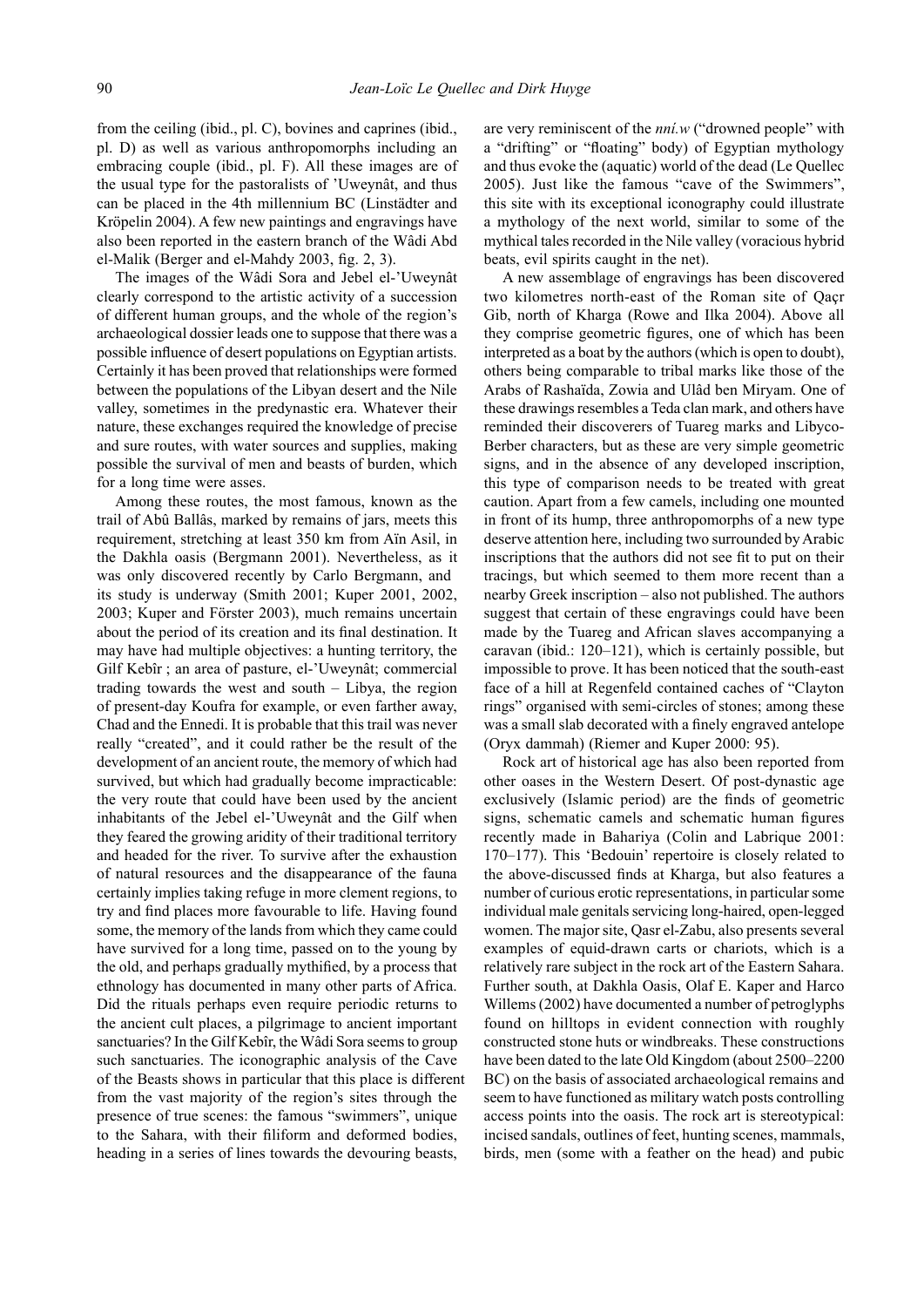from the ceiling (ibid., pl. C), bovines and caprines (ibid., pl. D) as well as various anthropomorphs including an embracing couple (ibid., pl. F). All these images are of the usual type for the pastoralists of 'Uweynât, and thus can be placed in the 4th millennium BC (Linstädter and Kröpelin 2004). A few new paintings and engravings have also been reported in the eastern branch of the Wâdi Abd el-Malik (Berger and el-Mahdy 2003, fig. 2, 3).

The images of the Wâdi Sora and Jebel el-'Uweynât clearly correspond to the artistic activity of a succession of different human groups, and the whole of the region's archaeological dossier leads one to suppose that there was a possible influence of desert populations on Egyptian artists. Certainly it has been proved that relationships were formed between the populations of the Libyan desert and the Nile valley, sometimes in the predynastic era. Whatever their nature, these exchanges required the knowledge of precise and sure routes, with water sources and supplies, making possible the survival of men and beasts of burden, which for a long time were asses.

Among these routes, the most famous, known as the trail of Abû Ballâs, marked by remains of jars, meets this requirement, stretching at least 350 km from Aïn Asil, in the Dakhla oasis (Bergmann 2001). Nevertheless, as it was only discovered recently by Carlo Bergmann, and its study is underway (Smith 2001; Kuper 2001, 2002, 2003; Kuper and Förster 2003), much remains uncertain about the period of its creation and its final destination. It may have had multiple objectives: a hunting territory, the Gilf Kebîr ; an area of pasture, el-'Uweynât; commercial trading towards the west and south – Libya, the region of present-day Koufra for example, or even farther away, Chad and the Ennedi. It is probable that this trail was never really "created", and it could rather be the result of the development of an ancient route, the memory of which had survived, but which had gradually become impracticable: the very route that could have been used by the ancient inhabitants of the Jebel el-'Uweynât and the Gilf when they feared the growing aridity of their traditional territory and headed for the river. To survive after the exhaustion of natural resources and the disappearance of the fauna certainly implies taking refuge in more clement regions, to try and find places more favourable to life. Having found some, the memory of the lands from which they came could have survived for a long time, passed on to the young by the old, and perhaps gradually mythified, by a process that ethnology has documented in many other parts of Africa. Did the rituals perhaps even require periodic returns to the ancient cult places, a pilgrimage to ancient important sanctuaries? In the Gilf Kebîr, the Wâdi Sora seems to group such sanctuaries. The iconographic analysis of the Cave of the Beasts shows in particular that this place is different from the vast majority of the region's sites through the presence of true scenes: the famous "swimmers", unique to the Sahara, with their filiform and deformed bodies, heading in a series of lines towards the devouring beasts, are very reminiscent of the *nní.w* ("drowned people" with a "drifting" or "floating" body) of Egyptian mythology and thus evoke the (aquatic) world of the dead (Le Quellec 2005). Just like the famous "cave of the Swimmers", this site with its exceptional iconography could illustrate a mythology of the next world, similar to some of the mythical tales recorded in the Nile valley (voracious hybrid beats, evil spirits caught in the net).

A new assemblage of engravings has been discovered two kilometres north-east of the Roman site of Qaçr Gib, north of Kharga (Rowe and Ilka 2004). Above all they comprise geometric figures, one of which has been interpreted as a boat by the authors (which is open to doubt), others being comparable to tribal marks like those of the Arabs of Rashaïda, Zowia and Ulâd ben Miryam. One of these drawings resembles a Teda clan mark, and others have reminded their discoverers of Tuareg marks and Libyco-Berber characters, but as these are very simple geometric signs, and in the absence of any developed inscription, this type of comparison needs to be treated with great caution. Apart from a few camels, including one mounted in front of its hump, three anthropomorphs of a new type deserve attention here, including two surrounded by Arabic inscriptions that the authors did not see fit to put on their tracings, but which seemed to them more recent than a nearby Greek inscription – also not published. The authors suggest that certain of these engravings could have been made by the Tuareg and African slaves accompanying a caravan (ibid.: 120–121), which is certainly possible, but impossible to prove. It has been noticed that the south-east face of a hill at Regenfeld contained caches of "Clayton rings" organised with semi-circles of stones; among these was a small slab decorated with a finely engraved antelope (Oryx dammah) (Riemer and Kuper 2000: 95).

Rock art of historical age has also been reported from other oases in the Western Desert. Of post-dynastic age exclusively (Islamic period) are the finds of geometric signs, schematic camels and schematic human figures recently made in Bahariya (Colin and Labrique 2001: 170–177). This 'Bedouin' repertoire is closely related to the above-discussed finds at Kharga, but also features a number of curious erotic representations, in particular some individual male genitals servicing long-haired, open-legged women. The major site, Qasr el-Zabu, also presents several examples of equid-drawn carts or chariots, which is a relatively rare subject in the rock art of the Eastern Sahara. Further south, at Dakhla Oasis, Olaf E. Kaper and Harco Willems (2002) have documented a number of petroglyphs found on hilltops in evident connection with roughly constructed stone huts or windbreaks. These constructions have been dated to the late Old Kingdom (about 2500–2200 BC) on the basis of associated archaeological remains and seem to have functioned as military watch posts controlling access points into the oasis. The rock art is stereotypical: incised sandals, outlines of feet, hunting scenes, mammals, birds, men (some with a feather on the head) and pubic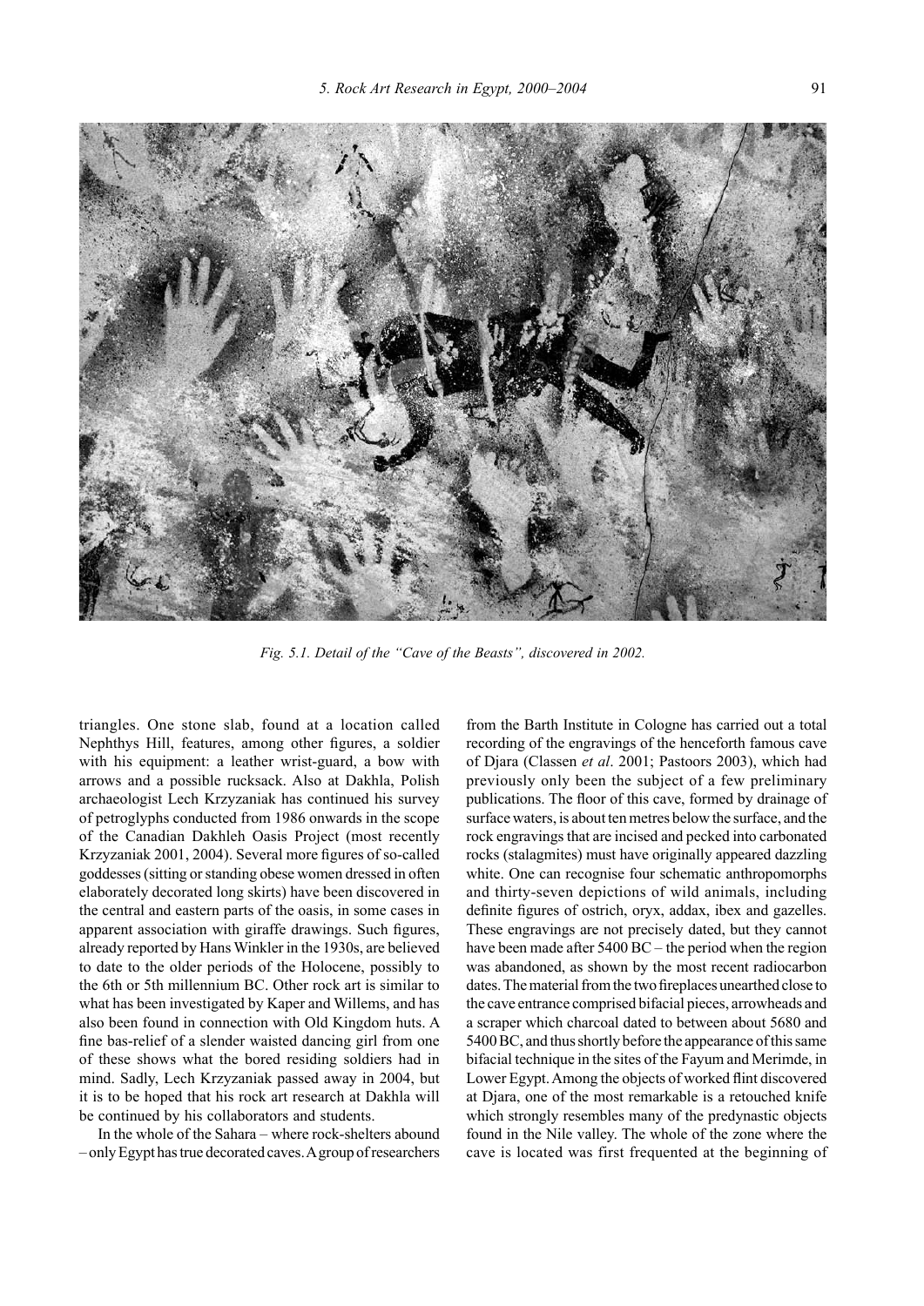Fig. 5.1. Detail of the "Cave of the Beasts", discovered in 2002.

triangles. One stone slab, found at a location called Nephthys Hill, features, among other figures, a soldier with his equipment: a leather wrist-guard, a bow with arrows and a possible rucksack. Also at Dakhla, Polish archaeologist Lech Krzyzaniak has continued his survey of petroglyphs conducted from 1986 onwards in the scope of the Canadian Dakhleh Oasis Project (most recently Krzyzaniak 2001, 2004). Several more figures of so-called goddesses (sitting or standing obese women dressed in often elaborately decorated long skirts) have been discovered in the central and eastern parts of the oasis, in some cases in apparent association with giraffe drawings. Such figures, already reported by Hans Winkler in the 1930s, are believed to date to the older periods of the Holocene, possibly to the 6th or 5th millennium BC. Other rock art is similar to what has been investigated by Kaper and Willems, and has also been found in connection with Old Kingdom huts. A fine bas-relief of a slender waisted dancing girl from one of these shows what the bored residing soldiers had in mind. Sadly, Lech Krzyzaniak passed away in 2004, but it is to be hoped that his rock art research at Dakhla will be continued by his collaborators and students.

In the whole of the Sahara – where rock-shelters abound – only Egypt has true decorated caves. A group of researchers from the Barth Institute in Cologne has carried out a total recording of the engravings of the henceforth famous cave of Djara (Classen *et al*. 2001; Pastoors 2003), which had previously only been the subject of a few preliminary publications. The floor of this cave, formed by drainage of surface waters, is about ten metres below the surface, and the rock engravings that are incised and pecked into carbonated rocks (stalagmites) must have originally appeared dazzling white. One can recognise four schematic anthropomorphs and thirty-seven depictions of wild animals, including definite figures of ostrich, oryx, addax, ibex and gazelles. These engravings are not precisely dated, but they cannot have been made after 5400 BC – the period when the region was abandoned, as shown by the most recent radiocarbon dates. The material from the two fireplaces unearthed close to the cave entrance comprised bifacial pieces, arrowheads and a scraper which charcoal dated to between about 5680 and 5400 BC, and thus shortly before the appearance of this same bifacial technique in the sites of the Fayum and Merimde, in Lower Egypt. Among the objects of worked flint discovered at Djara, one of the most remarkable is a retouched knife which strongly resembles many of the predynastic objects found in the Nile valley. The whole of the zone where the cave is located was first frequented at the beginning of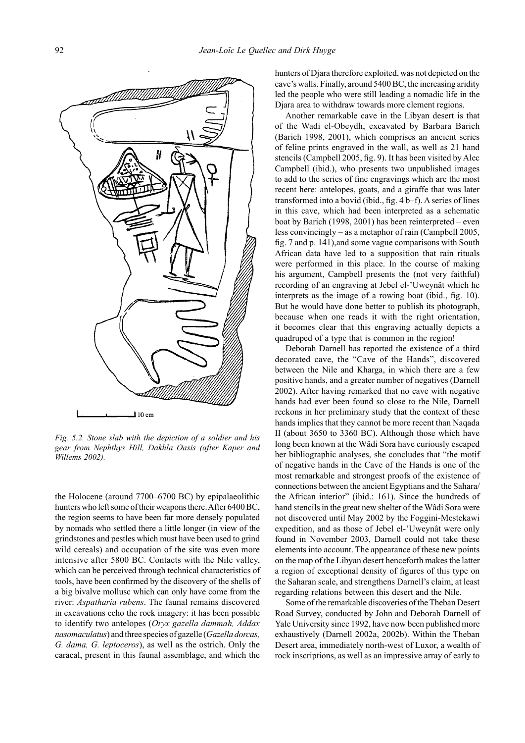*Fig. 5.2. Stone slab with the depiction of a soldier and his gear from Nephthys Hill, Dakhla Oasis (after Kaper and Willems 2002).*

the Holocene (around 7700–6700 BC) by epipalaeolithic hunters who left some of their weapons there. After 6400 BC, the region seems to have been far more densely populated by nomads who settled there a little longer (in view of the grindstones and pestles which must have been used to grind wild cereals) and occupation of the site was even more intensive after 5800 BC. Contacts with the Nile valley, which can be perceived through technical characteristics of tools, have been confirmed by the discovery of the shells of a big bivalve mollusc which can only have come from the river: *Aspatharia rubens*. The faunal remains discovered in excavations echo the rock imagery: it has been possible to identify two antelopes (*Oryx gazella dammah, Addax nasomaculatus*) and three species of gazelle (*Gazella dorcas, G. dama, G. leptoceros*), as well as the ostrich. Only the caracal, present in this faunal assemblage, and which the hunters of Djara therefore exploited, was not depicted on the cave's walls. Finally, around 5400 BC, the increasing aridity led the people who were still leading a nomadic life in the Djara area to withdraw towards more clement regions.

Another remarkable cave in the Libyan desert is that of the Wadi el-Obeydh, excavated by Barbara Barich (Barich 1998, 2001), which comprises an ancient series of feline prints engraved in the wall, as well as 21 hand stencils (Campbell 2005, fig. 9). It has been visited by Alec Campbell (ibid.), who presents two unpublished images to add to the series of fine engravings which are the most recent here: antelopes, goats, and a giraffe that was later transformed into a bovid (ibid., fig. 4 b–f). A series of lines in this cave, which had been interpreted as a schematic boat by Barich (1998, 2001) has been reinterpreted – even less convincingly – as a metaphor of rain (Campbell 2005, fig. 7 and p. 141),and some vague comparisons with South African data have led to a supposition that rain rituals were performed in this place. In the course of making his argument, Campbell presents the (not very faithful) recording of an engraving at Jebel el-'Uweynât which he interprets as the image of a rowing boat (ibid., fig. 10). But he would have done better to publish its photograph, because when one reads it with the right orientation, it becomes clear that this engraving actually depicts a quadruped of a type that is common in the region!

Deborah Darnell has reported the existence of a third decorated cave, the "Cave of the Hands", discovered between the Nile and Kharga, in which there are a few positive hands, and a greater number of negatives (Darnell 2002). After having remarked that no cave with negative hands had ever been found so close to the Nile, Darnell reckons in her preliminary study that the context of these hands implies that they cannot be more recent than Naqada II (about 3650 to 3360 BC). Although those which have long been known at the Wâdi Sora have curiously escaped her bibliographic analyses, she concludes that "the motif of negative hands in the Cave of the Hands is one of the most remarkable and strongest proofs of the existence of connections between the ancient Egyptians and the Sahara/ the African interior" (ibid.: 161). Since the hundreds of hand stencils in the great new shelter of the Wâdi Sora were not discovered until May 2002 by the Foggini-Mestekawi expedition, and as those of Jebel el-'Uweynât were only found in November 2003, Darnell could not take these elements into account. The appearance of these new points on the map of the Libyan desert henceforth makes the latter a region of exceptional density of figures of this type on the Saharan scale, and strengthens Darnell's claim, at least regarding relations between this desert and the Nile.

Some of the remarkable discoveries of the Theban Desert Road Survey, conducted by John and Deborah Darnell of Yale University since 1992, have now been published more exhaustively (Darnell 2002a, 2002b). Within the Theban Desert area, immediately north-west of Luxor, a wealth of rock inscriptions, as well as an impressive array of early to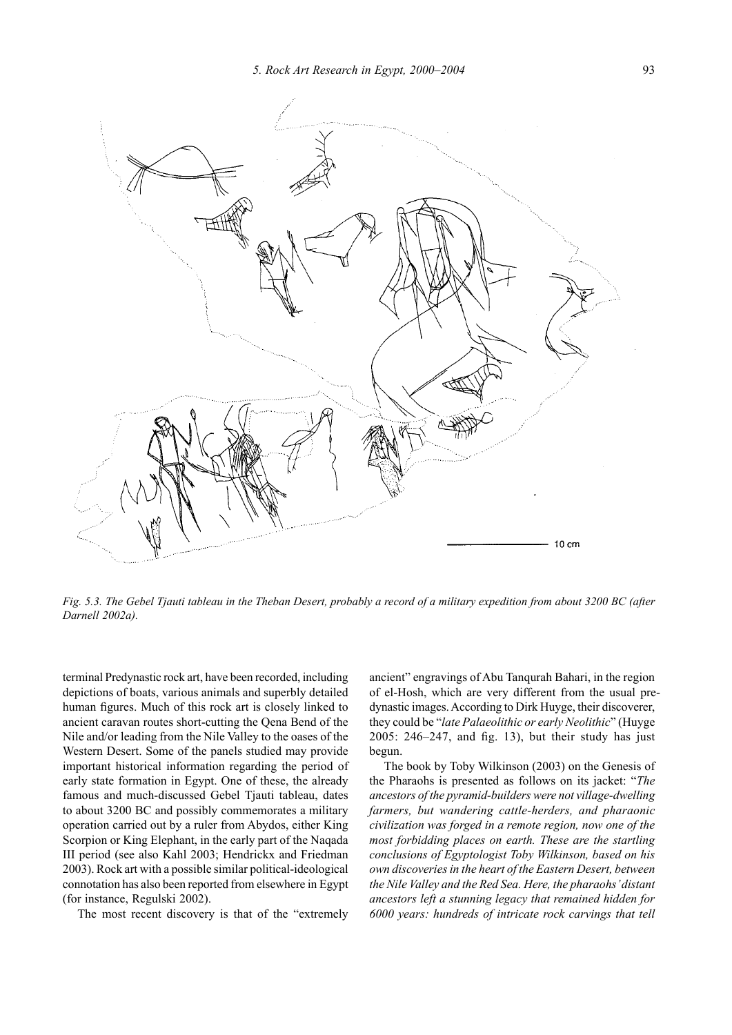Fig. 5.3. The Gebel Tjauti tableau in the Theban Desert, probably a record of a military expedition from about 3200 BC (after Darnell 2002a).

terminal Predynastic rock art, have been recorded, including depictions of boats, various animals and superbly detailed human figures. Much of this rock art is closely linked to ancient caravan routes short-cutting the Qena Bend of the Nile and/or leading from the Nile Valley to the oases of the Western Desert. Some of the panels studied may provide important historical information regarding the period of early state formation in Egypt. One of these, the already famous and much-discussed Gebel Tjauti tableau, dates to about 3200 BC and possibly commemorates a military operation carried out by a ruler from Abydos, either King Scorpion or King Elephant, in the early part of the Naqada III period (see also Kahl 2003; Hendrickx and Friedman 2003). Rock art with a possible similar political-ideological connotation has also been reported from elsewhere in Egypt (for instance, Regulski 2002).

The most recent discovery is that of the "extremely ancient" engravings of Abu Tanqurah Bahari, in the region of el-Hosh, which are very different from the usual predynastic images. According to Dirk Huyge, their discoverer, they could be "*late Palaeolithic or early Neolithic*" (Huyge 2005: 246–247, and fig. 13), but their study has just begun.

The book by Toby Wilkinson (2003) on the Genesis of the Pharaohs is presented as follows on its jacket: "*The ancestors of the pyramid-builders were not village-dwelling farmers, but wandering cattle-herders, and pharaonic civilization was forged in a remote region, now one of the most forbidding places on earth. These are the startling conclusions of Egyptologist Toby Wilkinson, based on his own discoveries in the heart of the Eastern Desert, between the Nile Valley and the Red Sea. Here, the pharaohs' distant ancestors left a stunning legacy that remained hidden for 6000 years: hundreds of intricate rock carvings that tell*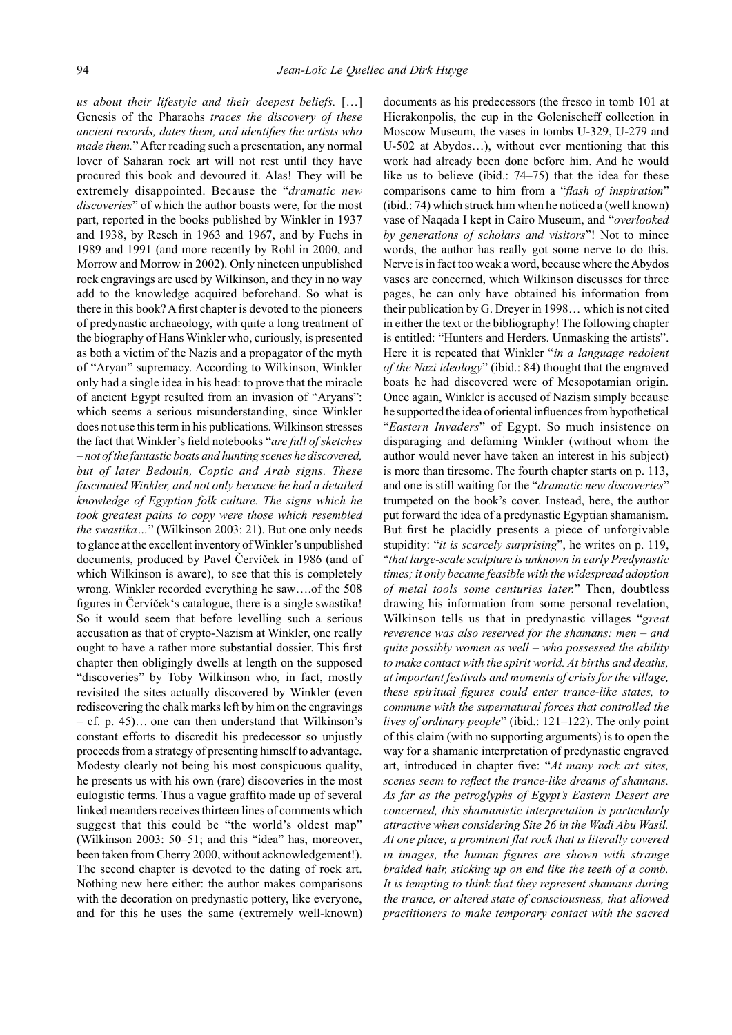*us about their lifestyle and their deepest beliefs.* […] Genesis of the Pharaohs *traces the discovery of these ancient records, dates them, and identifies the artists who made them.*" After reading such a presentation, any normal lover of Saharan rock art will not rest until they have procured this book and devoured it. Alas! They will be extremely disappointed. Because the "*dramatic new discoveries*" of which the author boasts were, for the most part, reported in the books published by Winkler in 1937 and 1938, by Resch in 1963 and 1967, and by Fuchs in 1989 and 1991 (and more recently by Rohl in 2000, and Morrow and Morrow in 2002). Only nineteen unpublished rock engravings are used by Wilkinson, and they in no way add to the knowledge acquired beforehand. So what is there in this book? A first chapter is devoted to the pioneers of predynastic archaeology, with quite a long treatment of the biography of Hans Winkler who, curiously, is presented as both a victim of the Nazis and a propagator of the myth of "Aryan" supremacy. According to Wilkinson, Winkler only had a single idea in his head: to prove that the miracle of ancient Egypt resulted from an invasion of "Aryans": which seems a serious misunderstanding, since Winkler does not use this term in his publications. Wilkinson stresses the fact that Winkler's field notebooks "*are full of sketches – not of the fantastic boats and hunting scenes he discovered, but of later Bedouin, Coptic and Arab signs. These fascinated Winkler, and not only because he had a detailed knowledge of Egyptian folk culture. The signs which he took greatest pains to copy were those which resembled the swastika…*" (Wilkinson 2003: 21). But one only needs to glance at the excellent inventory of Winkler's unpublished documents, produced by Pavel Červíček in 1986 (and of which Wilkinson is aware), to see that this is completely wrong. Winkler recorded everything he saw….of the 508 figures in Červíček's catalogue, there is a single swastika! So it would seem that before levelling such a serious accusation as that of crypto-Nazism at Winkler, one really ought to have a rather more substantial dossier. This first chapter then obligingly dwells at length on the supposed "discoveries" by Toby Wilkinson who, in fact, mostly revisited the sites actually discovered by Winkler (even rediscovering the chalk marks left by him on the engravings – cf. p. 45)… one can then understand that Wilkinson's constant efforts to discredit his predecessor so unjustly proceeds from a strategy of presenting himself to advantage. Modesty clearly not being his most conspicuous quality, he presents us with his own (rare) discoveries in the most eulogistic terms. Thus a vague graffito made up of several linked meanders receives thirteen lines of comments which suggest that this could be "the world's oldest map" (Wilkinson 2003: 50–51; and this "idea" has, moreover, been taken from Cherry 2000, without acknowledgement!). The second chapter is devoted to the dating of rock art. Nothing new here either: the author makes comparisons with the decoration on predynastic pottery, like everyone, and for this he uses the same (extremely well-known) documents as his predecessors (the fresco in tomb 101 at Hierakonpolis, the cup in the Golenischeff collection in Moscow Museum, the vases in tombs U-329, U-279 and U-502 at Abydos…), without ever mentioning that this work had already been done before him. And he would like us to believe (ibid.: 74–75) that the idea for these comparisons came to him from a "*flash of inspiration*" (ibid.: 74) which struck him when he noticed a (well known) vase of Naqada I kept in Cairo Museum, and "*overlooked by generations of scholars and visitors*"! Not to mince words, the author has really got some nerve to do this. Nerve is in fact too weak a word, because where the Abydos vases are concerned, which Wilkinson discusses for three pages, he can only have obtained his information from their publication by G. Dreyer in 1998… which is not cited in either the text or the bibliography! The following chapter is entitled: "Hunters and Herders. Unmasking the artists". Here it is repeated that Winkler "*in a language redolent of the Nazi ideology*" (ibid.: 84) thought that the engraved boats he had discovered were of Mesopotamian origin. Once again, Winkler is accused of Nazism simply because he supported the idea of oriental influences from hypothetical "*Eastern Invaders*" of Egypt. So much insistence on disparaging and defaming Winkler (without whom the author would never have taken an interest in his subject) is more than tiresome. The fourth chapter starts on p. 113, and one is still waiting for the "*dramatic new discoveries*" trumpeted on the book's cover. Instead, here, the author put forward the idea of a predynastic Egyptian shamanism. But first he placidly presents a piece of unforgivable stupidity: "*it is scarcely surprising*", he writes on p. 119, "*that large-scale sculpture is unknown in early Predynastic times; it only became feasible with the widespread adoption of metal tools some centuries later.*" Then, doubtless drawing his information from some personal revelation, Wilkinson tells us that in predynastic villages "*great reverence was also reserved for the shamans: men – and quite possibly women as well – who possessed the ability to make contact with the spirit world. At births and deaths, at important festivals and moments of crisis for the village, these spiritual figures could enter trance-like states, to commune with the supernatural forces that controlled the lives of ordinary people*" (ibid.: 121–122). The only point of this claim (with no supporting arguments) is to open the way for a shamanic interpretation of predynastic engraved art, introduced in chapter five: "*At many rock art sites, scenes seem to reflect the trance-like dreams of shamans. As far as the petroglyphs of Egypt's Eastern Desert are concerned, this shamanistic interpretation is particularly attractive when considering Site 26 in the Wadi Abu Wasil. At one place, a prominent flat rock that is literally covered in images, the human figures are shown with strange braided hair, sticking up on end like the teeth of a comb. It is tempting to think that they represent shamans during the trance, or altered state of consciousness, that allowed practitioners to make temporary contact with the sacred*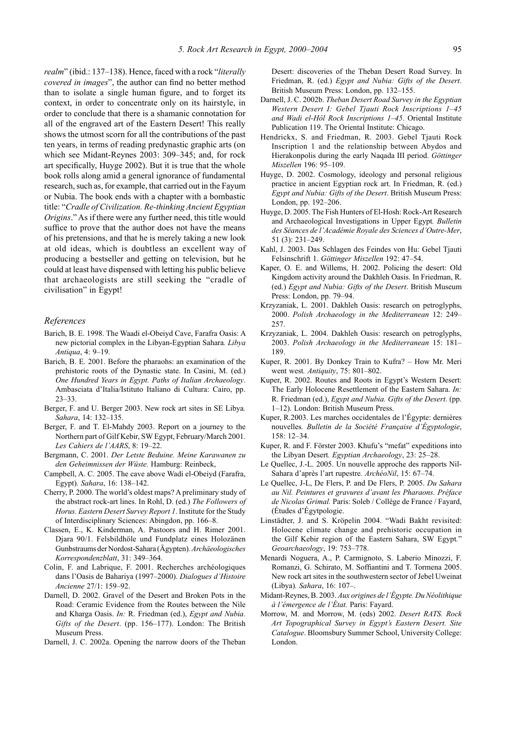*realm*" (ibid.: 137–138). Hence, faced with a rock "*literally covered in images*", the author can find no better method than to isolate a single human figure, and to forget its context, in order to concentrate only on its hairstyle, in order to conclude that there is a shamanic connotation for all of the engraved art of the Eastern Desert! This really shows the utmost scorn for all the contributions of the past ten years, in terms of reading predynastic graphic arts (on which see Midant-Reynes 2003: 309–345; and, for rock art specifically, Huyge 2002). But it is true that the whole book rolls along amid a general ignorance of fundamental research, such as, for example, that carried out in the Fayum or Nubia. The book ends with a chapter with a bombastic title: "*Cradle of Civilization. Re-thinking Ancient Egyptian Origins*." As if there were any further need, this title would suffice to prove that the author does not have the means of his pretensions, and that he is merely taking a new look at old ideas, which is doubtless an excellent way of producing a bestseller and getting on television, but he could at least have dispensed with letting his public believe that archaeologists are still seeking the "cradle of civilisation" in Egypt!

## References

Barich, B. E. 1998. The Waadi el-Obeiyd Cave, Farafra Oasis: A new pictorial complex in the Libyan-Egyptian Sahara*. Libya Antiqua*, 4: 9–19.

Barich, B. E. 2001. Before the pharaohs: an examination of the prehistoric roots of the Dynastic state. In Casini, M. (ed.) *One Hundred Years in Egypt. Paths of Italian Archaeology*. Ambasciata d'Italia/Istituto Italiano di Cultura: Cairo, pp. 23–33.

Berger, F. and U. Berger 2003. New rock art sites in SE Libya*. Sahara*, 14: 132–135.

Berger, F. and T. El-Mahdy 2003. Report on a journey to the Northern part of Gilf Kebir, SW Egypt, February/March 2001*. Les Cahiers de l'AARS*, 8: 19–22.

Bergmann, C. 2001. *Der Letste Beduine. Meine Karawanen zu den Geheimnissen der Wüste.* Hamburg: Reinbeck,

Campbell, A. C. 2005. The cave above Wadi el-Obeiyd (Farafra, Egypt)*. Sahara*, 16: 138–142.

Cherry, P. 2000. The world's oldest maps? A preliminary study of the abstract rock-art lines. In Rohl, D. (ed.) *The Followers of Horus. Eastern Desert Survey Report 1*. Institute for the Study of Interdisciplinary Sciences: Abingdon, pp. 166–8.

Classen, E., K. Kinderman, A. Pastoors and H. Rimer 2001. Djara 90/1. Felsbildhöle und Fundplatz eines Holozänen Gunbstraums der Nordost-Sahara (Ägypten)*. Archäeologisches Korrespondenzblatt*, 31: 349–364.

Colin, F. and Labrique, F. 2001. Recherches archéologiques dans l'Oasis de Bahariya (1997–2000). *Dialogues d'Histoire Ancienne* 27/1: 159–92.

Darnell, D. 2002. Gravel of the Desert and Broken Pots in the Road: Ceramic Evidence from the Routes between the Nile and Kharga Oasis. *In:* R. Friedman (ed.), *Egypt and Nubia. Gifts of the Desert*. (pp. 156–177). London: The British Museum Press.

Darnell, J. C. 2002a. Opening the narrow doors of the Theban Desert: discoveries of the Theban Desert Road Survey. In Friedman, R. (ed.) *Egypt and Nubia: Gifts of the Desert*. British Museum Press: London, pp. 132–155.

Darnell, J. C. 2002b. *Theban Desert Road Survey in the Egyptian Western Desert I: Gebel Tjauti Rock Inscriptions 1–45 and Wadi el-Hôl Rock Inscriptions 1–45*. Oriental Institute Publication 119. The Oriental Institute: Chicago.

Hendrickx, S. and Friedman, R. 2003. Gebel Tjauti Rock Inscription 1 and the relationship between Abydos and Hierakonpolis during the early Naqada III period. *Göttinger Miszellen* 196: 95–109.

Huyge, D. 2002. Cosmology, ideology and personal religious practice in ancient Egyptian rock art. In Friedman, R. (ed.) *Egypt and Nubia: Gifts of the Desert*. British Museum Press: London, pp. 192–206.

Huyge, D. 2005. The Fish Hunters of El-Hosh: Rock-Art Research and Archaeological Investigations in Upper Egypt*. Bulletin des Séances de l'Académie Royale des Sciences d'Outre-Mer*, 51 (3): 231–249.

Kahl, J. 2003. Das Schlagen des Feindes von Hu: Gebel Tjauti Felsinschrift 1. *Göttinger Miszellen* 192: 47–54.

Kaper, O. E. and Willems, H. 2002. Policing the desert: Old Kingdom activity around the Dakhleh Oasis. In Friedman, R. (ed.) *Egypt and Nubia: Gifts of the Desert*. British Museum Press: London, pp. 79–94.

Krzyzaniak, L. 2001. Dakhleh Oasis: research on petroglyphs, 2000. *Polish Archaeology in the Mediterranean* 12: 249–257.

Krzyzaniak, L. 2004. Dakhleh Oasis: research on petroglyphs, 2003. *Polish Archaeology in the Mediterranean* 15: 181–189.

Kuper, R. 2001. By Donkey Train to Kufra? – How Mr. Meri went west*. Antiquity*, 75: 801–802.

Kuper, R. 2002. Routes and Roots in Egypt's Western Desert: The Early Holocene Resettlement of the Eastern Sahara. *In:* R. Friedman (ed.), *Egypt and Nubia. Gifts of the Desert*. (pp. 1–12). London: British Museum Press.

Kuper, R.2003. Les marches occidentales de l'Égypte: dernières nouvelles*. Bulletin de la Société Française d'Égyptologie*, 158: 12–34.

Kuper, R. and F. Förster 2003. Khufu's "mefat" expeditions into the Libyan Desert*. Egyptian Archaeology*, 23: 25–28.

Le Quellec, J.-L. 2005. Un nouvelle approche des rapports Nil-Sahara d'après l'art rupestre*. ArchéoNil*, 15: 67–74.

Le Quellec, J-L, De Flers, P. and De Flers, P. 2005. *Du Sahara au Nil. Peintures et gravures d'avant les Pharaons. Préface de Nicolas Grimal.* Paris: Soleb / Collège de France / Fayard, (Études d'Égytpologie.

Linstädter, J. and S. Kröpelin 2004. "Wadi Bakht revisited: Holocene climate change and prehistoric occupation in the Gilf Kebir region of the Eastern Sahara, SW Egypt." *Geoarchaeology*, 19: 753–778.

Menardi Noguera, A., P. Carmignoto, S. Laberio Minozzi, F. Romanzi, G. Schirato, M. Soffiantini and T. Tormena 2005. New rock art sites in the southwestern sector of Jebel Uweinat (Libya)*. Sahara*, 16: 107–.

Midant-Reynes, B. 2003. *Aux origines de l'Égypte. Du Néolithique à l'émergence de l'État.* Paris: Fayard.

Morrow, M. and Morrow, M. (eds) 2002. *Desert RATS. Rock Art Topographical Survey in Egypt's Eastern Desert. Site Catalogue*. Bloomsbury Summer School, University College: London.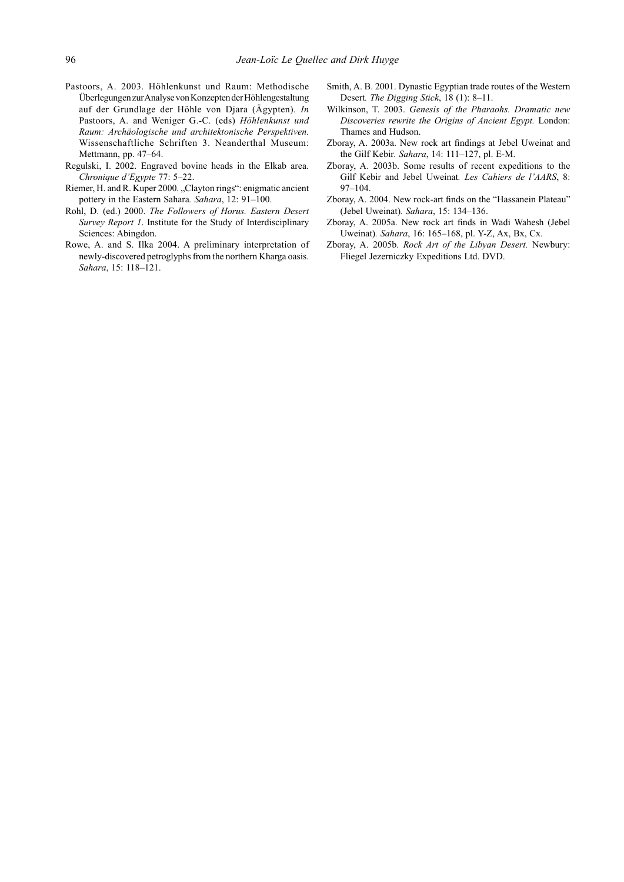Pastoors, A. 2003. Höhlenkunst und Raum: Methodische Überlegungen zur Analyse von Konzepten der Höhlengestaltung auf der Grundlage der Höhle von Djara (Ägypten). *In* Pastoors, A. and Weniger G.-C. (eds) *Höhlenkunst und Raum: Archäologische und architektonische Perspektiven.* Wissenschaftliche Schriften 3. Neanderthal Museum: Mettmann, pp. 47–64.

Regulski, I. 2002. Engraved bovine heads in the Elkab area. *Chronique d'Egypte* 77: 5–22.

Riemer, H. and R. Kuper 2000. „Clayton rings": enigmatic ancient pottery in the Eastern Sahara*. Sahara*, 12: 91–100.

Rohl, D. (ed.) 2000. *The Followers of Horus. Eastern Desert Survey Report 1*. Institute for the Study of Interdisciplinary Sciences: Abingdon.

Rowe, A. and S. Ilka 2004. A preliminary interpretation of newly-discovered petroglyphs from the northern Kharga oasis. *Sahara*, 15: 118–121.

Smith, A. B. 2001. Dynastic Egyptian trade routes of the Western Desert*. The Digging Stick*, 18 (1): 8–11.

Wilkinson, T. 2003. *Genesis of the Pharaohs. Dramatic new Discoveries rewrite the Origins of Ancient Egypt.* London: Thames and Hudson.

Zboray, A. 2003a. New rock art findings at Jebel Uweinat and the Gilf Kebir*. Sahara*, 14: 111–127, pl. E-M.

Zboray, A. 2003b. Some results of recent expeditions to the Gilf Kebir and Jebel Uweinat*. Les Cahiers de l'AARS*, 8: 97–104.

Zboray, A. 2004. New rock-art finds on the "Hassanein Plateau" (Jebel Uweinat)*. Sahara*, 15: 134–136.

Zboray, A. 2005a. New rock art finds in Wadi Wahesh (Jebel Uweinat)*. Sahara*, 16: 165–168, pl. Y-Z, Ax, Bx, Cx.

Zboray, A. 2005b. *Rock Art of the Libyan Desert.* Newbury: Fliegel Jezerniczky Expeditions Ltd. DVD.